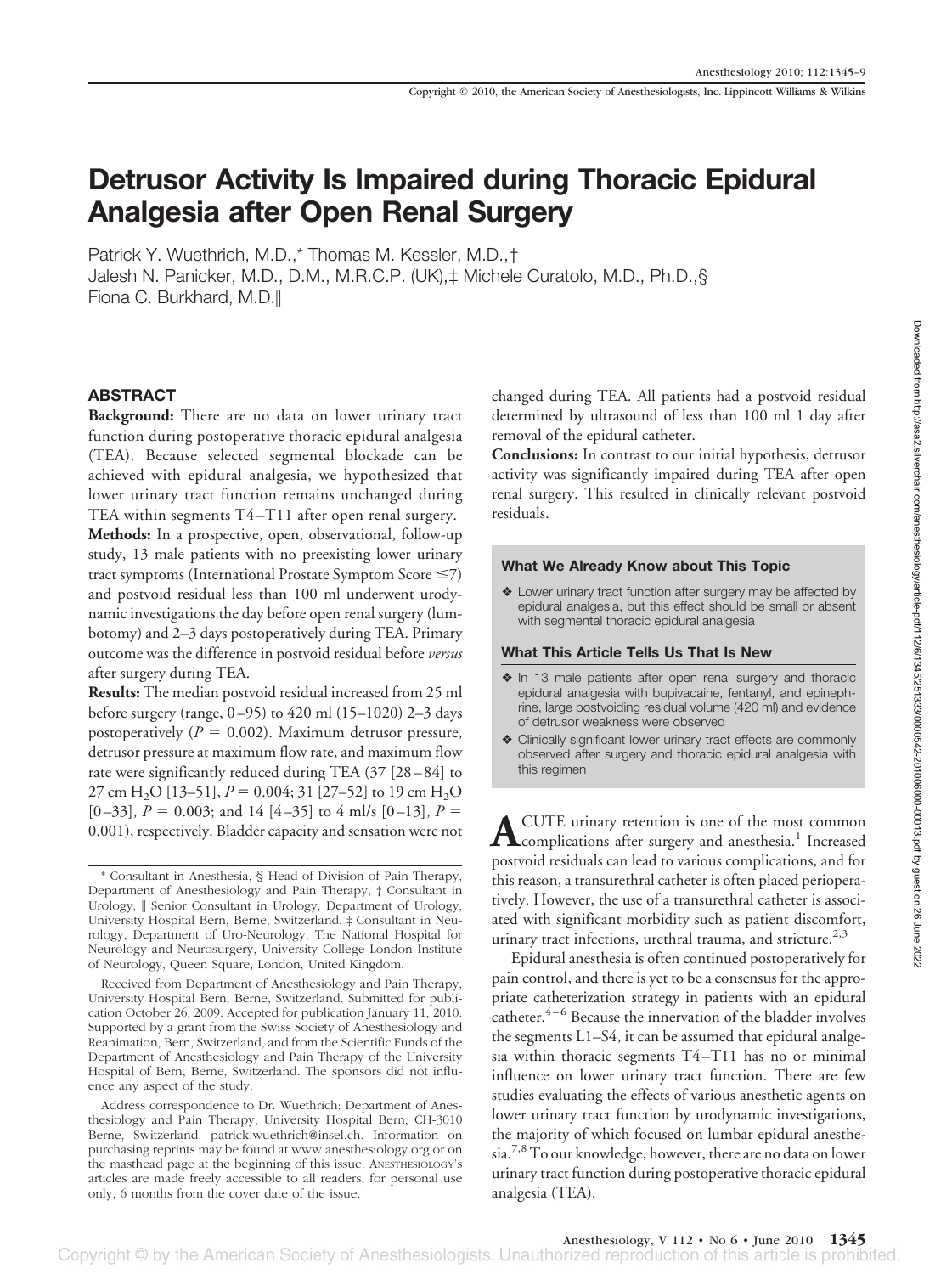Copyright © 2010, the American Society of Anesthesiologists, Inc. Lippincott Williams & Wilkins

# Detrusor Activity Is Impaired during Thoracic Epidural Analgesia after Open Renal Surgery

Patrick Y. Wuethrich, M.D.,* Thomas M. Kessler, M.D.,†
Jalesh N. Panicker, M.D., D.M., M.R.C.P. (UK),‡ Michele Curatolo, M.D., Ph.D.,§
Fiona C. Burkhard, M.D.‖

## ABSTRACT

**Background:** There are no data on lower urinary tract function during postoperative thoracic epidural analgesia (TEA). Because selected segmental blockade can be achieved with epidural analgesia, we hypothesized that lower urinary tract function remains unchanged during TEA within segments T4–T11 after open renal surgery.

**Methods:** In a prospective, open, observational, follow-up study, 13 male patients with no preexisting lower urinary tract symptoms (International Prostate Symptom Score ≤7) and postvoid residual less than 100 ml underwent urodynamic investigations the day before open renal surgery (lumbotomy) and 2–3 days postoperatively during TEA. Primary outcome was the difference in postvoid residual before *versus* after surgery during TEA.

**Results:** The median postvoid residual increased from 25 ml before surgery (range, 0–95) to 420 ml (15–1020) 2–3 days postoperatively ($P = 0.002$). Maximum detrusor pressure, detrusor pressure at maximum flow rate, and maximum flow rate were significantly reduced during TEA (37 [28–84] to 27 cm $H_2O$ [13–51], $P = 0.004$; 31 [27–52] to 19 cm $H_2O$ [0–33], $P = 0.003$; and 14 [4–35] to 4 ml/s [0–13], $P = 0.001$), respectively. Bladder capacity and sensation were not changed during TEA. All patients had a postvoid residual determined by ultrasound of less than 100 ml 1 day after removal of the epidural catheter.

**Conclusions:** In contrast to our initial hypothesis, detrusor activity was significantly impaired during TEA after open renal surgery. This resulted in clinically relevant postvoid residuals.

### What We Already Know about This Topic

- ❖ Lower urinary tract function after surgery may be affected by epidural analgesia, but this effect should be small or absent with segmental thoracic epidural analgesia

### What This Article Tells Us That Is New

- ❖ In 13 male patients after open renal surgery and thoracic epidural analgesia with bupivacaine, fentanyl, and epinephrine, large postvoiding residual volume (420 ml) and evidence of detrusor weakness were observed
- ❖ Clinically significant lower urinary tract effects are commonly observed after surgery and thoracic epidural analgesia with this regimen

ACUTE urinary retention is one of the most common complications after surgery and anesthesia.[1] Increased postvoid residuals can lead to various complications, and for this reason, a transurethral catheter is often placed perioperatively. However, the use of a transurethral catheter is associated with significant morbidity such as patient discomfort, urinary tract infections, urethral trauma, and stricture.[2,3]

Epidural anesthesia is often continued postoperatively for pain control, and there is yet to be a consensus for the appropriate catheterization strategy in patients with an epidural catheter.[4–6] Because the innervation of the bladder involves the segments L1–S4, it can be assumed that epidural analgesia within thoracic segments T4–T11 has no or minimal influence on lower urinary tract function. There are few studies evaluating the effects of various anesthetic agents on lower urinary tract function by urodynamic investigations, the majority of which focused on lumbar epidural anesthesia.[7,8] To our knowledge, however, there are no data on lower urinary tract function during postoperative thoracic epidural analgesia (TEA).

---

\* Consultant in Anesthesia, § Head of Division of Pain Therapy, Department of Anesthesiology and Pain Therapy, † Consultant in Urology, ‖ Senior Consultant in Urology, Department of Urology, University Hospital Bern, Berne, Switzerland. ‡ Consultant in Neurology, Department of Uro-Neurology, The National Hospital for Neurology and Neurosurgery, University College London Institute of Neurology, Queen Square, London, United Kingdom.

Received from Department of Anesthesiology and Pain Therapy, University Hospital Bern, Berne, Switzerland. Submitted for publication October 26, 2009. Accepted for publication January 11, 2010. Supported by a grant from the Swiss Society of Anesthesiology and Reanimation, Bern, Switzerland, and from the Scientific Funds of the Department of Anesthesiology and Pain Therapy of the University Hospital of Bern, Berne, Switzerland. The sponsors did not influence any aspect of the study.

Address correspondence to Dr. Wuethrich: Department of Anesthesiology and Pain Therapy, University Hospital Bern, CH-3010 Berne, Switzerland. patrick.wuethrich@insel.ch. Information on purchasing reprints may be found at www.anesthesiology.org or on the masthead page at the beginning of this issue. ANESTHESIOLOGY's articles are made freely accessible to all readers, for personal use only, 6 months from the cover date of the issue.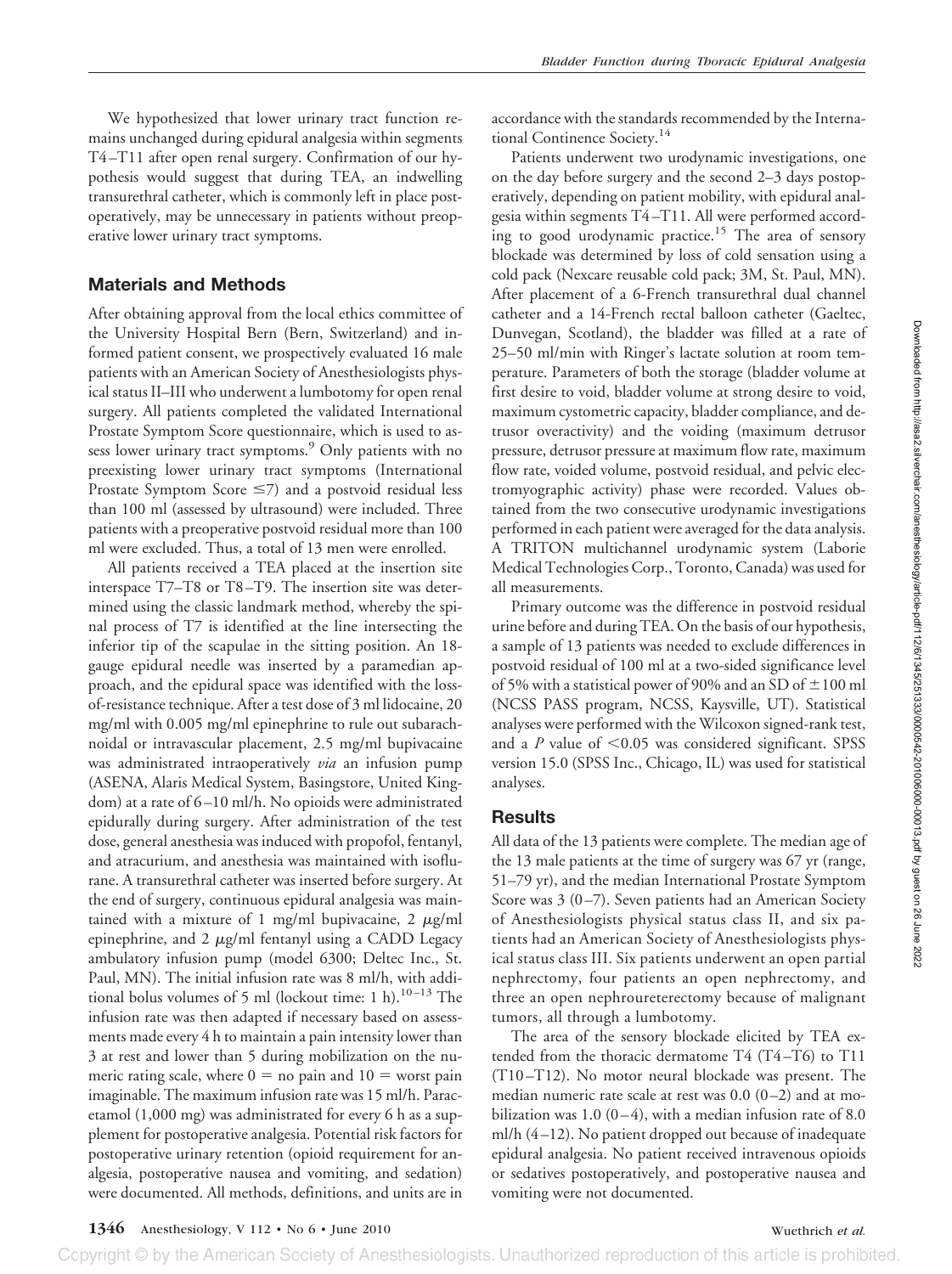We hypothesized that lower urinary tract function remains unchanged during epidural analgesia within segments T4–T11 after open renal surgery. Confirmation of our hypothesis would suggest that during TEA, an indwelling transurethral catheter, which is commonly left in place postoperatively, may be unnecessary in patients without preoperative lower urinary tract symptoms.

## Materials and Methods

After obtaining approval from the local ethics committee of the University Hospital Bern (Bern, Switzerland) and informed patient consent, we prospectively evaluated 16 male patients with an American Society of Anesthesiologists physical status II–III who underwent a lumbotomy for open renal surgery. All patients completed the validated International Prostate Symptom Score questionnaire, which is used to assess lower urinary tract symptoms.[9] Only patients with no preexisting lower urinary tract symptoms (International Prostate Symptom Score ≤7) and a postvoid residual less than 100 ml (assessed by ultrasound) were included. Three patients with a preoperative postvoid residual more than 100 ml were excluded. Thus, a total of 13 men were enrolled.

All patients received a TEA placed at the insertion site interspace T7–T8 or T8–T9. The insertion site was determined using the classic landmark method, whereby the spinal process of T7 is identified at the line intersecting the inferior tip of the scapulae in the sitting position. An 18-gauge epidural needle was inserted by a paramedian approach, and the epidural space was identified with the loss-of-resistance technique. After a test dose of 3 ml lidocaine, 20 mg/ml with 0.005 mg/ml epinephrine to rule out subarachnoidal or intravascular placement, 2.5 mg/ml bupivacaine was administrated intraoperatively *via* an infusion pump (ASENA, Alaris Medical System, Basingstoke, United Kingdom) at a rate of 6–10 ml/h. No opioids were administrated epidurally during surgery. After administration of the test dose, general anesthesia was induced with propofol, fentanyl, and atracurium, and anesthesia was maintained with isoflurane. A transurethral catheter was inserted before surgery. At the end of surgery, continuous epidural analgesia was maintained with a mixture of 1 mg/ml bupivacaine, 2 μg/ml epinephrine, and 2 μg/ml fentanyl using a CADD Legacy ambulatory infusion pump (model 6300; Deltec Inc., St. Paul, MN). The initial infusion rate was 8 ml/h, with additional bolus volumes of 5 ml (lockout time: 1 h).[10–13] The infusion rate was then adapted if necessary based on assessments made every 4 h to maintain a pain intensity lower than 3 at rest and lower than 5 during mobilization on the numeric rating scale, where 0 = no pain and 10 = worst pain imaginable. The maximum infusion rate was 15 ml/h. Paracetamol (1,000 mg) was administrated for every 6 h as a supplement for postoperative analgesia. Potential risk factors for postoperative urinary retention (opioid requirement for analgesia, postoperative nausea and vomiting, and sedation) were documented. All methods, definitions, and units are in accordance with the standards recommended by the International Continence Society.[14]

Patients underwent two urodynamic investigations, one on the day before surgery and the second 2–3 days postoperatively, depending on patient mobility, with epidural analgesia within segments T4–T11. All were performed according to good urodynamic practice.[15] The area of sensory blockade was determined by loss of cold sensation using a cold pack (Nexcare reusable cold pack; 3M, St. Paul, MN). After placement of a 6-French transurethral dual channel catheter and a 14-French rectal balloon catheter (Gaeltec, Dunvegan, Scotland), the bladder was filled at a rate of 25–50 ml/min with Ringer's lactate solution at room temperature. Parameters of both the storage (bladder volume at first desire to void, bladder volume at strong desire to void, maximum cystometric capacity, bladder compliance, and detrusor overactivity) and the voiding (maximum detrusor pressure, detrusor pressure at maximum flow rate, maximum flow rate, voided volume, postvoid residual, and pelvic electromyographic activity) phase were recorded. Values obtained from the two consecutive urodynamic investigations performed in each patient were averaged for the data analysis. A TRITON multichannel urodynamic system (Laborie Medical Technologies Corp., Toronto, Canada) was used for all measurements.

Primary outcome was the difference in postvoid residual urine before and during TEA. On the basis of our hypothesis, a sample of 13 patients was needed to exclude differences in postvoid residual of 100 ml at a two-sided significance level of 5% with a statistical power of 90% and an SD of ±100 ml (NCSS PASS program, NCSS, Kaysville, UT). Statistical analyses were performed with the Wilcoxon signed-rank test, and a $P$ value of $<0.05$ was considered significant. SPSS version 15.0 (SPSS Inc., Chicago, IL) was used for statistical analyses.

## Results

All data of the 13 patients were complete. The median age of the 13 male patients at the time of surgery was 67 yr (range, 51–79 yr), and the median International Prostate Symptom Score was 3 (0–7). Seven patients had an American Society of Anesthesiologists physical status class II, and six patients had an American Society of Anesthesiologists physical status class III. Six patients underwent an open partial nephrectomy, four patients an open nephrectomy, and three an open nephroureterectomy because of malignant tumors, all through a lumbotomy.

The area of the sensory blockade elicited by TEA extended from the thoracic dermatome T4 (T4–T6) to T11 (T10–T12). No motor neural blockade was present. The median numeric rate scale at rest was 0.0 (0–2) and at mobilization was 1.0 (0–4), with a median infusion rate of 8.0 ml/h (4–12). No patient dropped out because of inadequate epidural analgesia. No patient received intravenous opioids or sedatives postoperatively, and postoperative nausea and vomiting were not documented.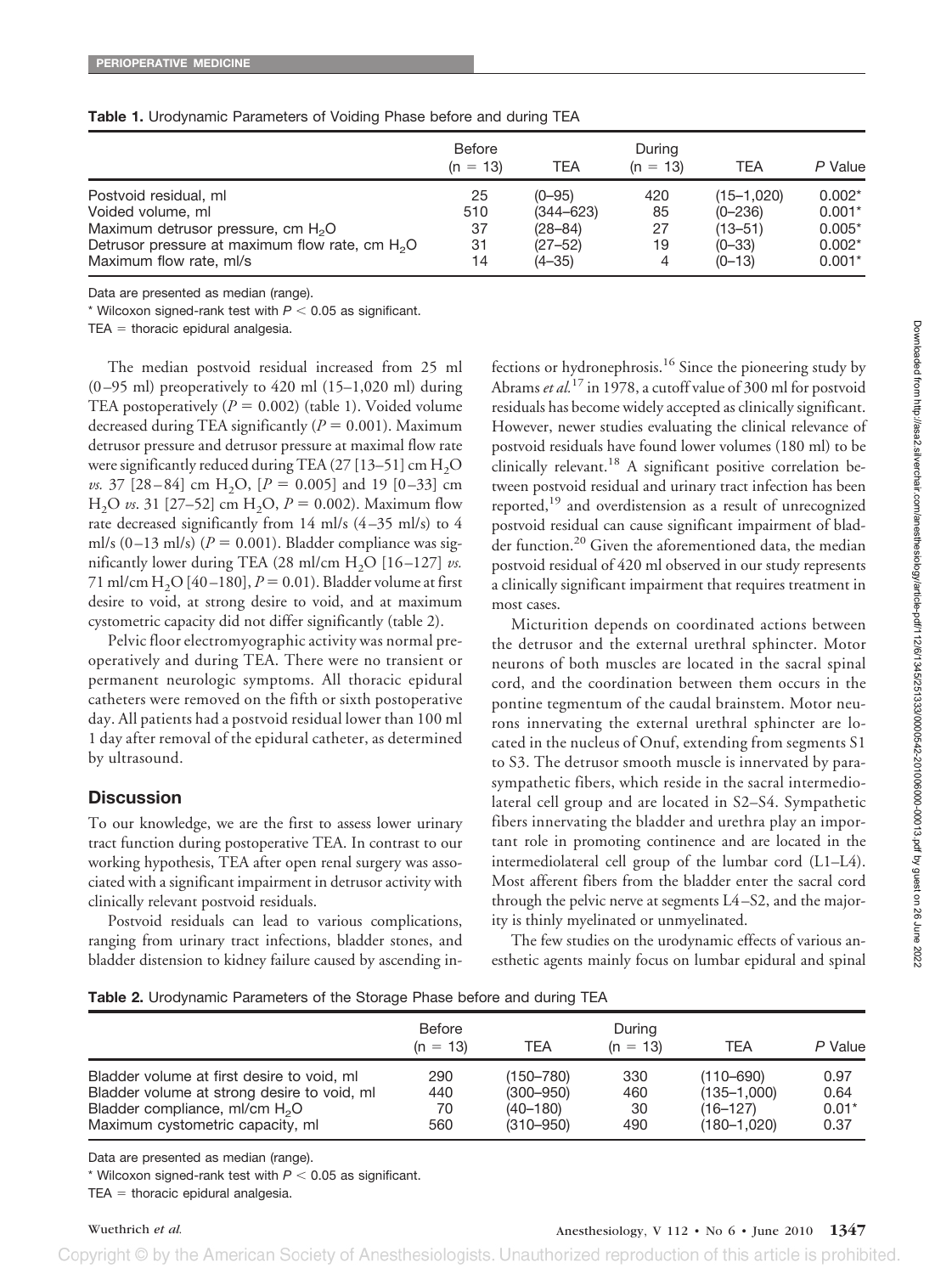**Table 1.** Urodynamic Parameters of Voiding Phase before and during TEA

| | Before (n = 13) | TEA | During (n = 13) | TEA | P Value |
|---|---|---|---|---|---|
| Postvoid residual, ml | 25 | (0–95) | 420 | (15–1,020) | 0.002* |
| Voided volume, ml | 510 | (344–623) | 85 | (0–236) | 0.001* |
| Maximum detrusor pressure, cm $H_2O$ | 37 | (28–84) | 27 | (13–51) | 0.005* |
| Detrusor pressure at maximum flow rate, cm $H_2O$ | 31 | (27–52) | 19 | (0–33) | 0.002* |
| Maximum flow rate, ml/s | 14 | (4–35) | 4 | (0–13) | 0.001* |

Data are presented as median (range).

* Wilcoxon signed-rank test with $P < 0.05$ as significant.

TEA = thoracic epidural analgesia.

The median postvoid residual increased from 25 ml (0–95 ml) preoperatively to 420 ml (15–1,020 ml) during TEA postoperatively ($P = 0.002$) (table 1). Voided volume decreased during TEA significantly ($P = 0.001$). Maximum detrusor pressure and detrusor pressure at maximal flow rate were significantly reduced during TEA (27 [13–51] cm $H_2O$ *vs.* 37 [28–84] cm $H_2O$, [$P = 0.005$] and 19 [0–33] cm $H_2O$ *vs.* 31 [27–52] cm $H_2O$, $P = 0.002$). Maximum flow rate decreased significantly from 14 ml/s (4–35 ml/s) to 4 ml/s (0–13 ml/s) ($P = 0.001$). Bladder compliance was significantly lower during TEA (28 ml/cm $H_2O$ [16–127] *vs.* 71 ml/cm $H_2O$ [40–180], $P = 0.01$). Bladder volume at first desire to void, at strong desire to void, and at maximum cystometric capacity did not differ significantly (table 2).

Pelvic floor electromyographic activity was normal preoperatively and during TEA. There were no transient or permanent neurologic symptoms. All thoracic epidural catheters were removed on the fifth or sixth postoperative day. All patients had a postvoid residual lower than 100 ml 1 day after removal of the epidural catheter, as determined by ultrasound.

## Discussion

To our knowledge, we are the first to assess lower urinary tract function during postoperative TEA. In contrast to our working hypothesis, TEA after open renal surgery was associated with a significant impairment in detrusor activity with clinically relevant postvoid residuals.

Postvoid residuals can lead to various complications, ranging from urinary tract infections, bladder stones, and bladder distension to kidney failure caused by ascending infections or hydronephrosis.[16] Since the pioneering study by Abrams *et al.*[17] in 1978, a cutoff value of 300 ml for postvoid residuals has become widely accepted as clinically significant. However, newer studies evaluating the clinical relevance of postvoid residuals have found lower volumes (180 ml) to be clinically relevant.[18] A significant positive correlation between postvoid residual and urinary tract infection has been reported,[19] and overdistension as a result of unrecognized postvoid residual can cause significant impairment of bladder function.[20] Given the aforementioned data, the median postvoid residual of 420 ml observed in our study represents a clinically significant impairment that requires treatment in most cases.

Micturition depends on coordinated actions between the detrusor and the external urethral sphincter. Motor neurons of both muscles are located in the sacral spinal cord, and the coordination between them occurs in the pontine tegmentum of the caudal brainstem. Motor neurons innervating the external urethral sphincter are located in the nucleus of Onuf, extending from segments S1 to S3. The detrusor smooth muscle is innervated by parasympathetic fibers, which reside in the sacral intermediolateral cell group and are located in S2–S4. Sympathetic fibers innervating the bladder and urethra play an important role in promoting continence and are located in the intermediolateral cell group of the lumbar cord (L1–L4). Most afferent fibers from the bladder enter the sacral cord through the pelvic nerve at segments L4–S2, and the majority is thinly myelinated or unmyelinated.

The few studies on the urodynamic effects of various anesthetic agents mainly focus on lumbar epidural and spinal

**Table 2.** Urodynamic Parameters of the Storage Phase before and during TEA

| | Before (n = 13) | TEA | During (n = 13) | TEA | P Value |
|---|---|---|---|---|---|
| Bladder volume at first desire to void, ml | 290 | (150–780) | 330 | (110–690) | 0.97 |
| Bladder volume at strong desire to void, ml | 440 | (300–950) | 460 | (135–1,000) | 0.64 |
| Bladder compliance, ml/cm $H_2O$ | 70 | (40–180) | 30 | (16–127) | 0.01* |
| Maximum cystometric capacity, ml | 560 | (310–950) | 490 | (180–1,020) | 0.37 |

Data are presented as median (range).

* Wilcoxon signed-rank test with $P < 0.05$ as significant.

TEA = thoracic epidural analgesia.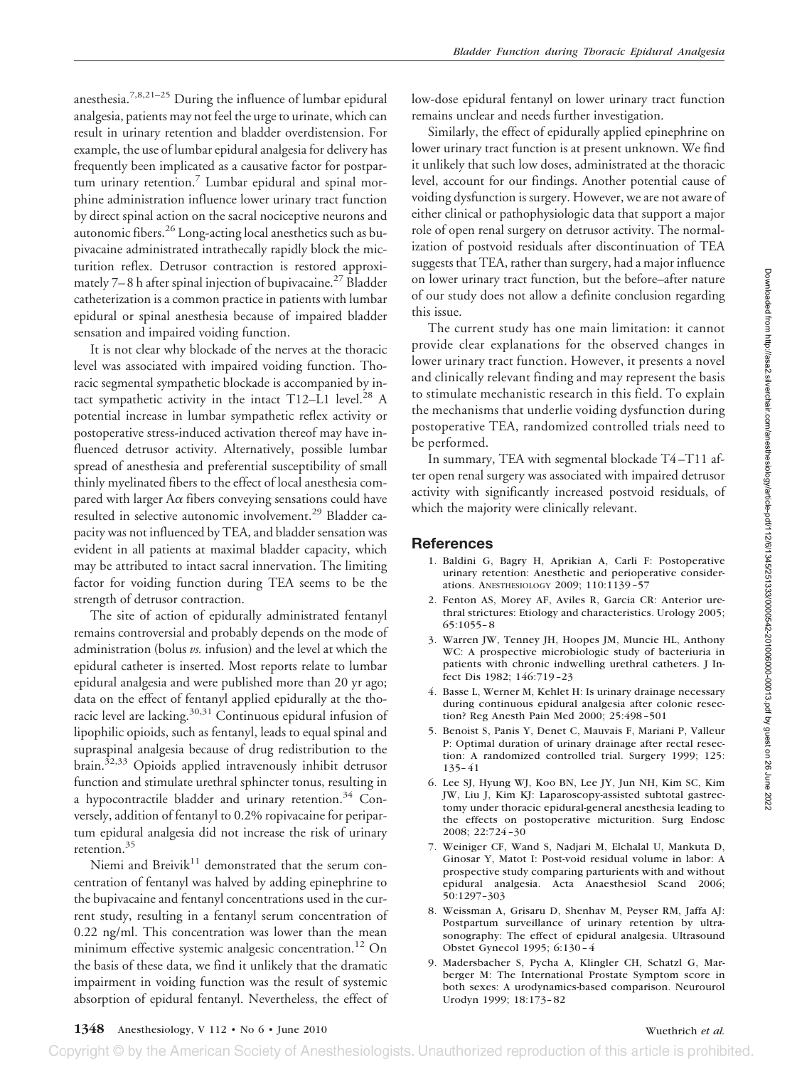anesthesia.[7,8,21–25] During the influence of lumbar epidural analgesia, patients may not feel the urge to urinate, which can result in urinary retention and bladder overdistension. For example, the use of lumbar epidural analgesia for delivery has frequently been implicated as a causative factor for postpartum urinary retention.[7] Lumbar epidural and spinal morphine administration influence lower urinary tract function by direct spinal action on the sacral nociceptive neurons and autonomic fibers.[26] Long-acting local anesthetics such as bupivacaine administrated intrathecally rapidly block the micturition reflex. Detrusor contraction is restored approximately 7–8 h after spinal injection of bupivacaine.[27] Bladder catheterization is a common practice in patients with lumbar epidural or spinal anesthesia because of impaired bladder sensation and impaired voiding function.

It is not clear why blockade of the nerves at the thoracic level was associated with impaired voiding function. Thoracic segmental sympathetic blockade is accompanied by intact sympathetic activity in the intact T12–L1 level.[28] A potential increase in lumbar sympathetic reflex activity or postoperative stress-induced activation thereof may have influenced detrusor activity. Alternatively, possible lumbar spread of anesthesia and preferential susceptibility of small thinly myelinated fibers to the effect of local anesthesia compared with larger Aα fibers conveying sensations could have resulted in selective autonomic involvement.[29] Bladder capacity was not influenced by TEA, and bladder sensation was evident in all patients at maximal bladder capacity, which may be attributed to intact sacral innervation. The limiting factor for voiding function during TEA seems to be the strength of detrusor contraction.

The site of action of epidurally administrated fentanyl remains controversial and probably depends on the mode of administration (bolus *vs.* infusion) and the level at which the epidural catheter is inserted. Most reports relate to lumbar epidural analgesia and were published more than 20 yr ago; data on the effect of fentanyl applied epidurally at the thoracic level are lacking.[30,31] Continuous epidural infusion of lipophilic opioids, such as fentanyl, leads to equal spinal and supraspinal analgesia because of drug redistribution to the brain.[32,33] Opioids applied intravenously inhibit detrusor function and stimulate urethral sphincter tonus, resulting in a hypocontractile bladder and urinary retention.[34] Conversely, addition of fentanyl to 0.2% ropivacaine for peripartum epidural analgesia did not increase the risk of urinary retention.[35]

Niemi and Breivik[11] demonstrated that the serum concentration of fentanyl was halved by adding epinephrine to the bupivacaine and fentanyl concentrations used in the current study, resulting in a fentanyl serum concentration of 0.22 ng/ml. This concentration was lower than the mean minimum effective systemic analgesic concentration.[12] On the basis of these data, we find it unlikely that the dramatic impairment in voiding function was the result of systemic absorption of epidural fentanyl. Nevertheless, the effect of low-dose epidural fentanyl on lower urinary tract function remains unclear and needs further investigation.

Similarly, the effect of epidurally applied epinephrine on lower urinary tract function is at present unknown. We find it unlikely that such low doses, administrated at the thoracic level, account for our findings. Another potential cause of voiding dysfunction is surgery. However, we are not aware of either clinical or pathophysiologic data that support a major role of open renal surgery on detrusor activity. The normalization of postvoid residuals after discontinuation of TEA suggests that TEA, rather than surgery, had a major influence on lower urinary tract function, but the before–after nature of our study does not allow a definite conclusion regarding this issue.

The current study has one main limitation: it cannot provide clear explanations for the observed changes in lower urinary tract function. However, it presents a novel and clinically relevant finding and may represent the basis to stimulate mechanistic research in this field. To explain the mechanisms that underlie voiding dysfunction during postoperative TEA, randomized controlled trials need to be performed.

In summary, TEA with segmental blockade T4–T11 after open renal surgery was associated with impaired detrusor activity with significantly increased postvoid residuals, of which the majority were clinically relevant.

## References

1. Baldini G, Bagry H, Aprikian A, Carli F: Postoperative urinary retention: Anesthetic and perioperative considerations. ANESTHESIOLOGY 2009; 110:1139–57
2. Fenton AS, Morey AF, Aviles R, Garcia CR: Anterior urethral strictures: Etiology and characteristics. Urology 2005; 65:1055–8
3. Warren JW, Tenney JH, Hoopes JM, Muncie HL, Anthony WC: A prospective microbiologic study of bacteriuria in patients with chronic indwelling urethral catheters. J Infect Dis 1982; 146:719–23
4. Basse L, Werner M, Kehlet H: Is urinary drainage necessary during continuous epidural analgesia after colonic resection? Reg Anesth Pain Med 2000; 25:498–501
5. Benoist S, Panis Y, Denet C, Mauvais F, Mariani P, Valleur P: Optimal duration of urinary drainage after rectal resection: A randomized controlled trial. Surgery 1999; 125: 135–41
6. Lee SJ, Hyung WJ, Koo BN, Lee JY, Jun NH, Kim SC, Kim JW, Liu J, Kim KJ: Laparoscopy-assisted subtotal gastrectomy under thoracic epidural-general anesthesia leading to the effects on postoperative micturition. Surg Endosc 2008; 22:724–30
7. Weiniger CF, Wand S, Nadjari M, Elchalal U, Mankuta D, Ginosar Y, Matot I: Post-void residual volume in labor: A prospective study comparing parturients with and without epidural analgesia. Acta Anaesthesiol Scand 2006; 50:1297–303
8. Weissman A, Grisaru D, Shenhav M, Peyser RM, Jaffa AJ: Postpartum surveillance of urinary retention by ultrasonography: The effect of epidural analgesia. Ultrasound Obstet Gynecol 1995; 6:130–4
9. Madersbacher S, Pycha A, Klingler CH, Schatzl G, Marberger M: The International Prostate Symptom score in both sexes: A urodynamics-based comparison. Neurourol Urodyn 1999; 18:173–82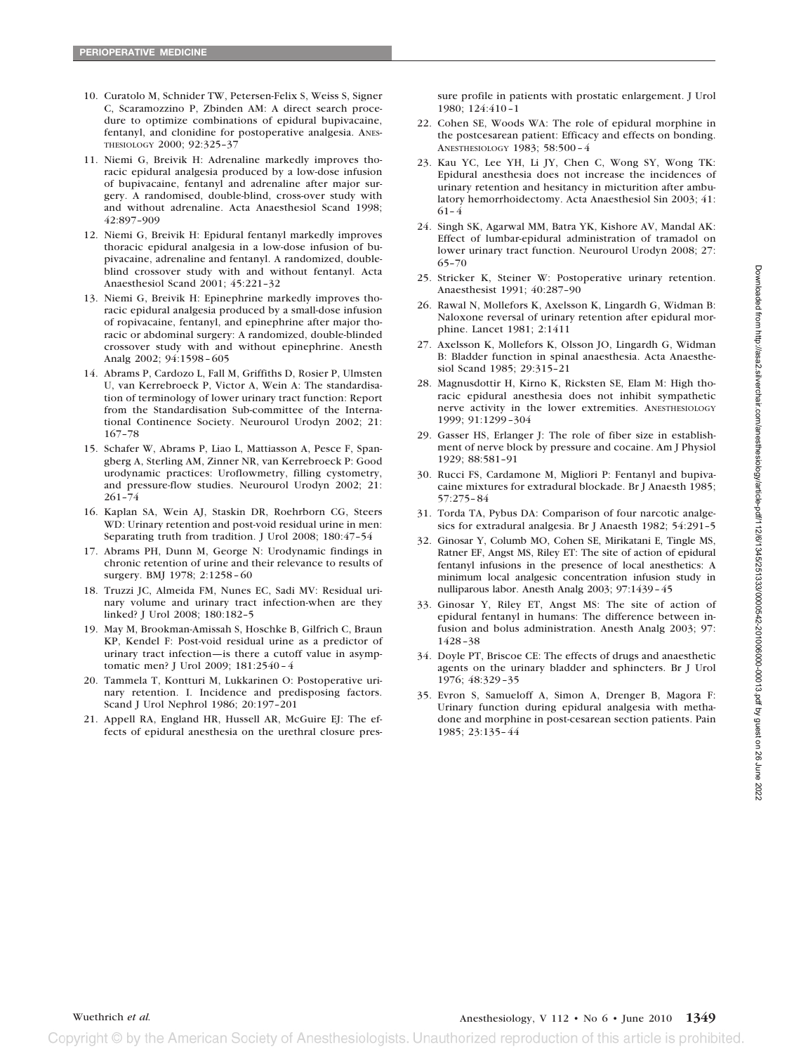10. Curatolo M, Schnider TW, Petersen-Felix S, Weiss S, Signer C, Scaramozzino P, Zbinden AM: A direct search procedure to optimize combinations of epidural bupivacaine, fentanyl, and clonidine for postoperative analgesia. ANESTHESIOLOGY 2000; 92:325–37
11. Niemi G, Breivik H: Adrenaline markedly improves thoracic epidural analgesia produced by a low-dose infusion of bupivacaine, fentanyl and adrenaline after major surgery. A randomised, double-blind, cross-over study with and without adrenaline. Acta Anaesthesiol Scand 1998; 42:897–909
12. Niemi G, Breivik H: Epidural fentanyl markedly improves thoracic epidural analgesia in a low-dose infusion of bupivacaine, adrenaline and fentanyl. A randomized, double-blind crossover study with and without fentanyl. Acta Anaesthesiol Scand 2001; 45:221–32
13. Niemi G, Breivik H: Epinephrine markedly improves thoracic epidural analgesia produced by a small-dose infusion of ropivacaine, fentanyl, and epinephrine after major thoracic or abdominal surgery: A randomized, double-blinded crossover study with and without epinephrine. Anesth Analg 2002; 94:1598–605
14. Abrams P, Cardozo L, Fall M, Griffiths D, Rosier P, Ulmsten U, van Kerrebroeck P, Victor A, Wein A: The standardisation of terminology of lower urinary tract function: Report from the Standardisation Sub-committee of the International Continence Society. Neurourol Urodyn 2002; 21: 167–78
15. Schafer W, Abrams P, Liao L, Mattiasson A, Pesce F, Spangberg A, Sterling AM, Zinner NR, van Kerrebroeck P: Good urodynamic practices: Uroflowmetry, filling cystometry, and pressure-flow studies. Neurourol Urodyn 2002; 21: 261–74
16. Kaplan SA, Wein AJ, Staskin DR, Roehrborn CG, Steers WD: Urinary retention and post-void residual urine in men: Separating truth from tradition. J Urol 2008; 180:47–54
17. Abrams PH, Dunn M, George N: Urodynamic findings in chronic retention of urine and their relevance to results of surgery. BMJ 1978; 2:1258–60
18. Truzzi JC, Almeida FM, Nunes EC, Sadi MV: Residual urinary volume and urinary tract infection-when are they linked? J Urol 2008; 180:182–5
19. May M, Brookman-Amissah S, Hoschke B, Gilfrich C, Braun KP, Kendel F: Post-void residual urine as a predictor of urinary tract infection—is there a cutoff value in asymptomatic men? J Urol 2009; 181:2540–4
20. Tammela T, Kontturi M, Lukkarinen O: Postoperative urinary retention. I. Incidence and predisposing factors. Scand J Urol Nephrol 1986; 20:197–201
21. Appell RA, England HR, Hussell AR, McGuire EJ: The effects of epidural anesthesia on the urethral closure pressure profile in patients with prostatic enlargement. J Urol 1980; 124:410–1
22. Cohen SE, Woods WA: The role of epidural morphine in the postcesarean patient: Efficacy and effects on bonding. ANESTHESIOLOGY 1983; 58:500–4
23. Kau YC, Lee YH, Li JY, Chen C, Wong SY, Wong TK: Epidural anesthesia does not increase the incidences of urinary retention and hesitancy in micturition after ambulatory hemorrhoidectomy. Acta Anaesthesiol Sin 2003; 41: 61–4
24. Singh SK, Agarwal MM, Batra YK, Kishore AV, Mandal AK: Effect of lumbar-epidural administration of tramadol on lower urinary tract function. Neurourol Urodyn 2008; 27: 65–70
25. Stricker K, Steiner W: Postoperative urinary retention. Anaesthesist 1991; 40:287–90
26. Rawal N, Mollefors K, Axelsson K, Lingardh G, Widman B: Naloxone reversal of urinary retention after epidural morphine. Lancet 1981; 2:1411
27. Axelsson K, Mollefors K, Olsson JO, Lingardh G, Widman B: Bladder function in spinal anaesthesia. Acta Anaesthesiol Scand 1985; 29:315–21
28. Magnusdottir H, Kirno K, Ricksten SE, Elam M: High thoracic epidural anesthesia does not inhibit sympathetic nerve activity in the lower extremities. ANESTHESIOLOGY 1999; 91:1299–304
29. Gasser HS, Erlanger J: The role of fiber size in establishment of nerve block by pressure and cocaine. Am J Physiol 1929; 88:581–91
30. Rucci FS, Cardamone M, Migliori P: Fentanyl and bupivacaine mixtures for extradural blockade. Br J Anaesth 1985; 57:275–84
31. Torda TA, Pybus DA: Comparison of four narcotic analgesics for extradural analgesia. Br J Anaesth 1982; 54:291–5
32. Ginosar Y, Columb MO, Cohen SE, Mirikatani E, Tingle MS, Ratner EF, Angst MS, Riley ET: The site of action of epidural fentanyl infusions in the presence of local anesthetics: A minimum local analgesic concentration infusion study in nulliparous labor. Anesth Analg 2003; 97:1439–45
33. Ginosar Y, Riley ET, Angst MS: The site of action of epidural fentanyl in humans: The difference between infusion and bolus administration. Anesth Analg 2003; 97: 1428–38
34. Doyle PT, Briscoe CE: The effects of drugs and anaesthetic agents on the urinary bladder and sphincters. Br J Urol 1976; 48:329–35
35. Evron S, Samueloff A, Simon A, Drenger B, Magora F: Urinary function during epidural analgesia with methadone and morphine in post-cesarean section patients. Pain 1985; 23:135–44